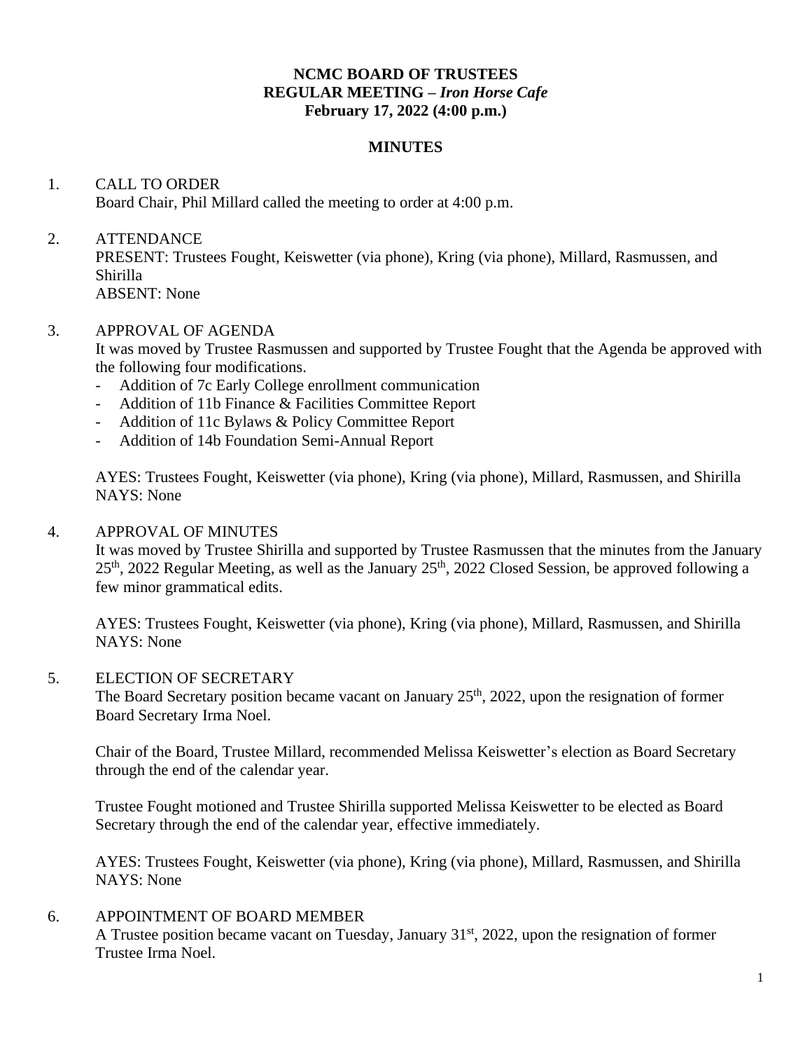# NCMC BOARD OF TRUSTEES
## REGULAR MEETING – *Iron Horse Cafe*
## February 17, 2022 (4:00 p.m.)

## MINUTES

1. CALL TO ORDER
   Board Chair, Phil Millard called the meeting to order at 4:00 p.m.

2. ATTENDANCE
   PRESENT: Trustees Fought, Keiswetter (via phone), Kring (via phone), Millard, Rasmussen, and Shirilla
   ABSENT: None

3. APPROVAL OF AGENDA
   It was moved by Trustee Rasmussen and supported by Trustee Fought that the Agenda be approved with the following four modifications.
   - Addition of 7c Early College enrollment communication
   - Addition of 11b Finance & Facilities Committee Report
   - Addition of 11c Bylaws & Policy Committee Report
   - Addition of 14b Foundation Semi-Annual Report

   AYES: Trustees Fought, Keiswetter (via phone), Kring (via phone), Millard, Rasmussen, and Shirilla
   NAYS: None

4. APPROVAL OF MINUTES
   It was moved by Trustee Shirilla and supported by Trustee Rasmussen that the minutes from the January 25th, 2022 Regular Meeting, as well as the January 25th, 2022 Closed Session, be approved following a few minor grammatical edits.

   AYES: Trustees Fought, Keiswetter (via phone), Kring (via phone), Millard, Rasmussen, and Shirilla
   NAYS: None

5. ELECTION OF SECRETARY
   The Board Secretary position became vacant on January 25th, 2022, upon the resignation of former Board Secretary Irma Noel.

   Chair of the Board, Trustee Millard, recommended Melissa Keiswetter's election as Board Secretary through the end of the calendar year.

   Trustee Fought motioned and Trustee Shirilla supported Melissa Keiswetter to be elected as Board Secretary through the end of the calendar year, effective immediately.

   AYES: Trustees Fought, Keiswetter (via phone), Kring (via phone), Millard, Rasmussen, and Shirilla
   NAYS: None

6. APPOINTMENT OF BOARD MEMBER
   A Trustee position became vacant on Tuesday, January 31st, 2022, upon the resignation of former Trustee Irma Noel.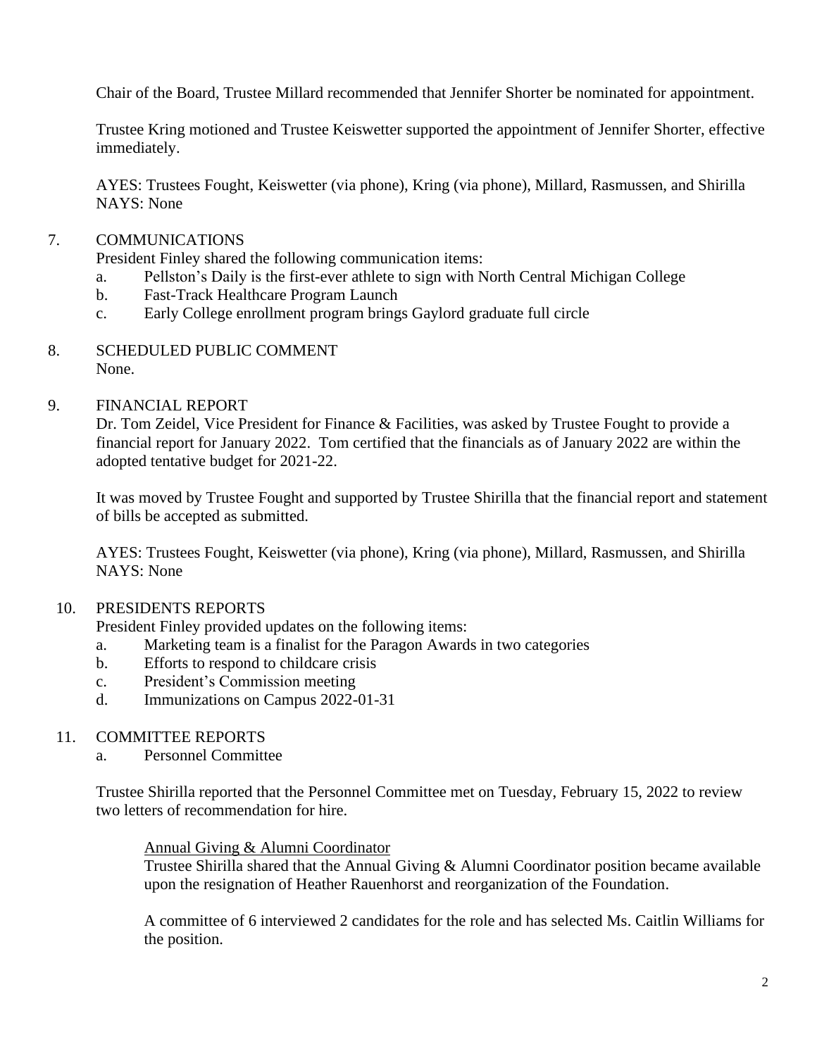Chair of the Board, Trustee Millard recommended that Jennifer Shorter be nominated for appointment.

Trustee Kring motioned and Trustee Keiswetter supported the appointment of Jennifer Shorter, effective immediately.

AYES: Trustees Fought, Keiswetter (via phone), Kring (via phone), Millard, Rasmussen, and Shirilla
NAYS: None

7. COMMUNICATIONS
   President Finley shared the following communication items:
   a. Pellston's Daily is the first-ever athlete to sign with North Central Michigan College
   b. Fast-Track Healthcare Program Launch
   c. Early College enrollment program brings Gaylord graduate full circle

8. SCHEDULED PUBLIC COMMENT
   None.

9. FINANCIAL REPORT
   Dr. Tom Zeidel, Vice President for Finance & Facilities, was asked by Trustee Fought to provide a financial report for January 2022. Tom certified that the financials as of January 2022 are within the adopted tentative budget for 2021-22.

   It was moved by Trustee Fought and supported by Trustee Shirilla that the financial report and statement of bills be accepted as submitted.

   AYES: Trustees Fought, Keiswetter (via phone), Kring (via phone), Millard, Rasmussen, and Shirilla
   NAYS: None

10. PRESIDENTS REPORTS
    President Finley provided updates on the following items:
    a. Marketing team is a finalist for the Paragon Awards in two categories
    b. Efforts to respond to childcare crisis
    c. President's Commission meeting
    d. Immunizations on Campus 2022-01-31

11. COMMITTEE REPORTS
    a. Personnel Committee

    Trustee Shirilla reported that the Personnel Committee met on Tuesday, February 15, 2022 to review two letters of recommendation for hire.

    Annual Giving & Alumni Coordinator
    Trustee Shirilla shared that the Annual Giving & Alumni Coordinator position became available upon the resignation of Heather Rauenhorst and reorganization of the Foundation.

    A committee of 6 interviewed 2 candidates for the role and has selected Ms. Caitlin Williams for the position.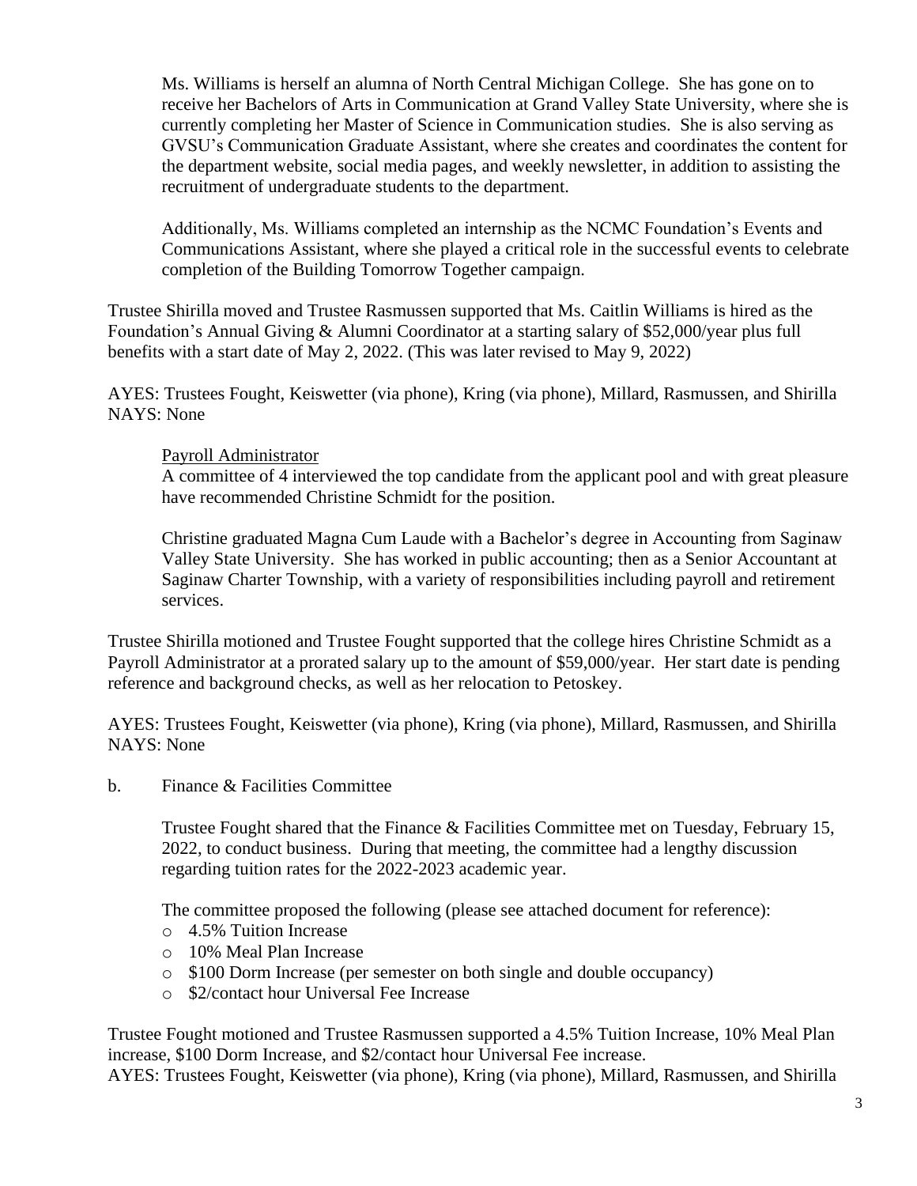Ms. Williams is herself an alumna of North Central Michigan College. She has gone on to receive her Bachelors of Arts in Communication at Grand Valley State University, where she is currently completing her Master of Science in Communication studies. She is also serving as GVSU's Communication Graduate Assistant, where she creates and coordinates the content for the department website, social media pages, and weekly newsletter, in addition to assisting the recruitment of undergraduate students to the department.

Additionally, Ms. Williams completed an internship as the NCMC Foundation's Events and Communications Assistant, where she played a critical role in the successful events to celebrate completion of the Building Tomorrow Together campaign.

Trustee Shirilla moved and Trustee Rasmussen supported that Ms. Caitlin Williams is hired as the Foundation's Annual Giving & Alumni Coordinator at a starting salary of $52,000/year plus full benefits with a start date of May 2, 2022. (This was later revised to May 9, 2022)

AYES: Trustees Fought, Keiswetter (via phone), Kring (via phone), Millard, Rasmussen, and Shirilla
NAYS: None

<u>Payroll Administrator</u>
A committee of 4 interviewed the top candidate from the applicant pool and with great pleasure have recommended Christine Schmidt for the position.

Christine graduated Magna Cum Laude with a Bachelor's degree in Accounting from Saginaw Valley State University. She has worked in public accounting; then as a Senior Accountant at Saginaw Charter Township, with a variety of responsibilities including payroll and retirement services.

Trustee Shirilla motioned and Trustee Fought supported that the college hires Christine Schmidt as a Payroll Administrator at a prorated salary up to the amount of $59,000/year. Her start date is pending reference and background checks, as well as her relocation to Petoskey.

AYES: Trustees Fought, Keiswetter (via phone), Kring (via phone), Millard, Rasmussen, and Shirilla
NAYS: None

b. Finance & Facilities Committee

Trustee Fought shared that the Finance & Facilities Committee met on Tuesday, February 15, 2022, to conduct business. During that meeting, the committee had a lengthy discussion regarding tuition rates for the 2022-2023 academic year.

The committee proposed the following (please see attached document for reference):

- 4.5% Tuition Increase
- 10% Meal Plan Increase
- $100 Dorm Increase (per semester on both single and double occupancy)
- $2/contact hour Universal Fee Increase

Trustee Fought motioned and Trustee Rasmussen supported a 4.5% Tuition Increase, 10% Meal Plan increase, $100 Dorm Increase, and $2/contact hour Universal Fee increase.
AYES: Trustees Fought, Keiswetter (via phone), Kring (via phone), Millard, Rasmussen, and Shirilla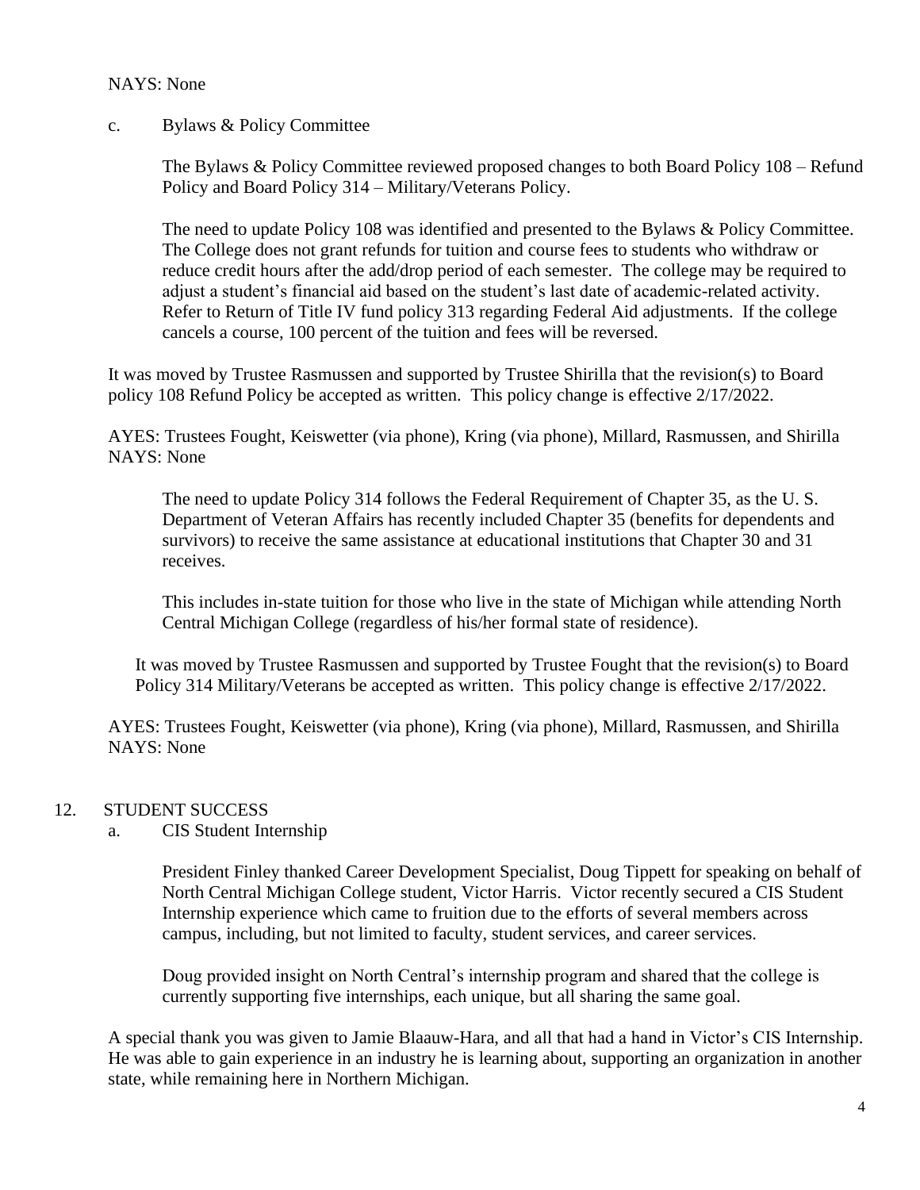NAYS: None

c. Bylaws & Policy Committee

The Bylaws & Policy Committee reviewed proposed changes to both Board Policy 108 – Refund Policy and Board Policy 314 – Military/Veterans Policy.

The need to update Policy 108 was identified and presented to the Bylaws & Policy Committee. The College does not grant refunds for tuition and course fees to students who withdraw or reduce credit hours after the add/drop period of each semester. The college may be required to adjust a student's financial aid based on the student's last date of academic-related activity. Refer to Return of Title IV fund policy 313 regarding Federal Aid adjustments. If the college cancels a course, 100 percent of the tuition and fees will be reversed.

It was moved by Trustee Rasmussen and supported by Trustee Shirilla that the revision(s) to Board policy 108 Refund Policy be accepted as written. This policy change is effective 2/17/2022.

AYES: Trustees Fought, Keiswetter (via phone), Kring (via phone), Millard, Rasmussen, and Shirilla
NAYS: None

The need to update Policy 314 follows the Federal Requirement of Chapter 35, as the U. S. Department of Veteran Affairs has recently included Chapter 35 (benefits for dependents and survivors) to receive the same assistance at educational institutions that Chapter 30 and 31 receives.

This includes in-state tuition for those who live in the state of Michigan while attending North Central Michigan College (regardless of his/her formal state of residence).

It was moved by Trustee Rasmussen and supported by Trustee Fought that the revision(s) to Board Policy 314 Military/Veterans be accepted as written. This policy change is effective 2/17/2022.

AYES: Trustees Fought, Keiswetter (via phone), Kring (via phone), Millard, Rasmussen, and Shirilla
NAYS: None

12. STUDENT SUCCESS

a. CIS Student Internship

President Finley thanked Career Development Specialist, Doug Tippett for speaking on behalf of North Central Michigan College student, Victor Harris. Victor recently secured a CIS Student Internship experience which came to fruition due to the efforts of several members across campus, including, but not limited to faculty, student services, and career services.

Doug provided insight on North Central's internship program and shared that the college is currently supporting five internships, each unique, but all sharing the same goal.

A special thank you was given to Jamie Blaauw-Hara, and all that had a hand in Victor's CIS Internship. He was able to gain experience in an industry he is learning about, supporting an organization in another state, while remaining here in Northern Michigan.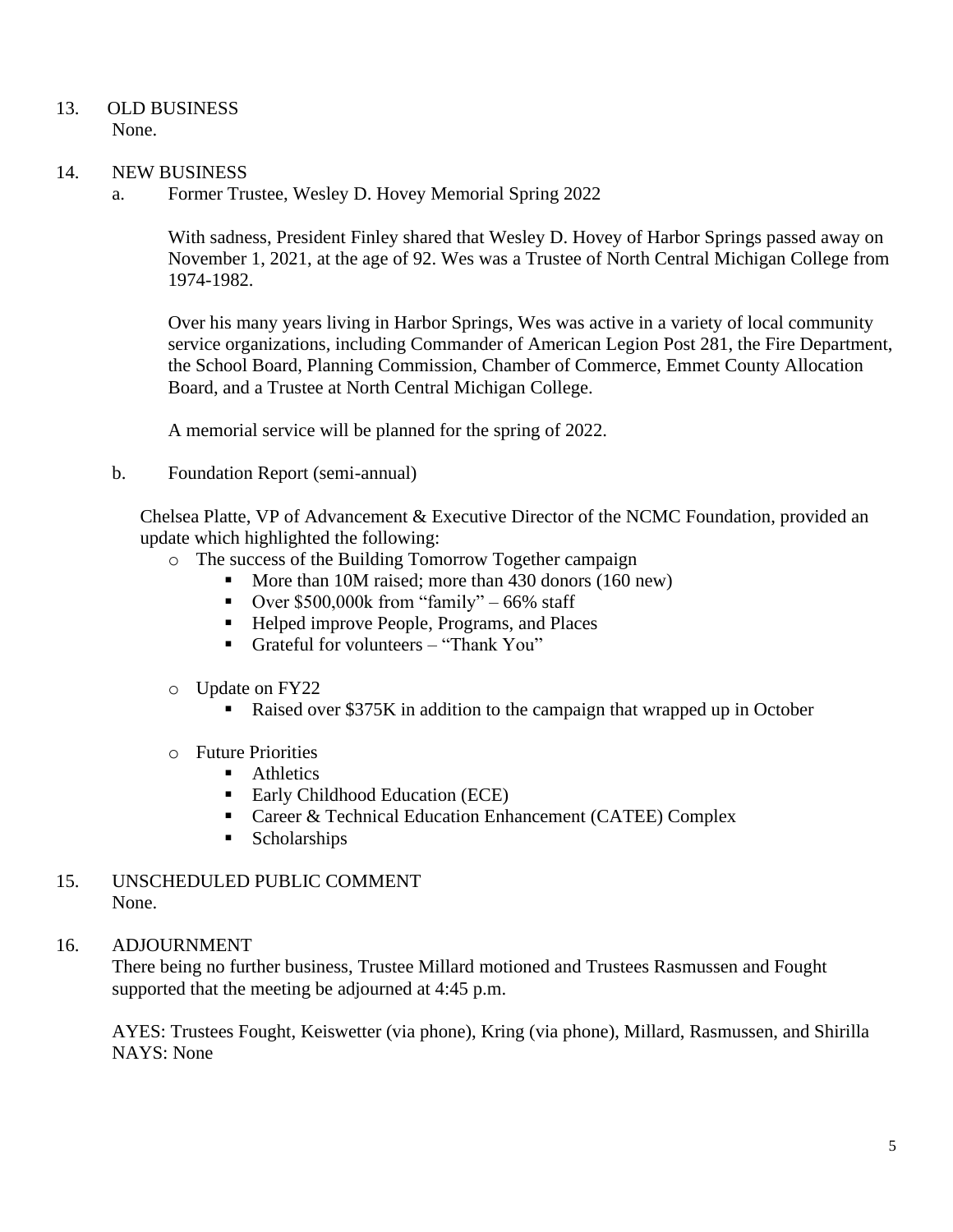13. OLD BUSINESS
    None.

14. NEW BUSINESS
    a. Former Trustee, Wesley D. Hovey Memorial Spring 2022

    With sadness, President Finley shared that Wesley D. Hovey of Harbor Springs passed away on November 1, 2021, at the age of 92. Wes was a Trustee of North Central Michigan College from 1974-1982.

    Over his many years living in Harbor Springs, Wes was active in a variety of local community service organizations, including Commander of American Legion Post 281, the Fire Department, the School Board, Planning Commission, Chamber of Commerce, Emmet County Allocation Board, and a Trustee at North Central Michigan College.

    A memorial service will be planned for the spring of 2022.

    b. Foundation Report (semi-annual)

    Chelsea Platte, VP of Advancement & Executive Director of the NCMC Foundation, provided an update which highlighted the following:

    - The success of the Building Tomorrow Together campaign
        - More than 10M raised; more than 430 donors (160 new)
        - Over $500,000k from "family" – 66% staff
        - Helped improve People, Programs, and Places
        - Grateful for volunteers – "Thank You"
    - Update on FY22
        - Raised over $375K in addition to the campaign that wrapped up in October
    - Future Priorities
        - Athletics
        - Early Childhood Education (ECE)
        - Career & Technical Education Enhancement (CATEE) Complex
        - Scholarships

15. UNSCHEDULED PUBLIC COMMENT
    None.

16. ADJOURNMENT
    There being no further business, Trustee Millard motioned and Trustees Rasmussen and Fought supported that the meeting be adjourned at 4:45 p.m.

    AYES: Trustees Fought, Keiswetter (via phone), Kring (via phone), Millard, Rasmussen, and Shirilla
    NAYS: None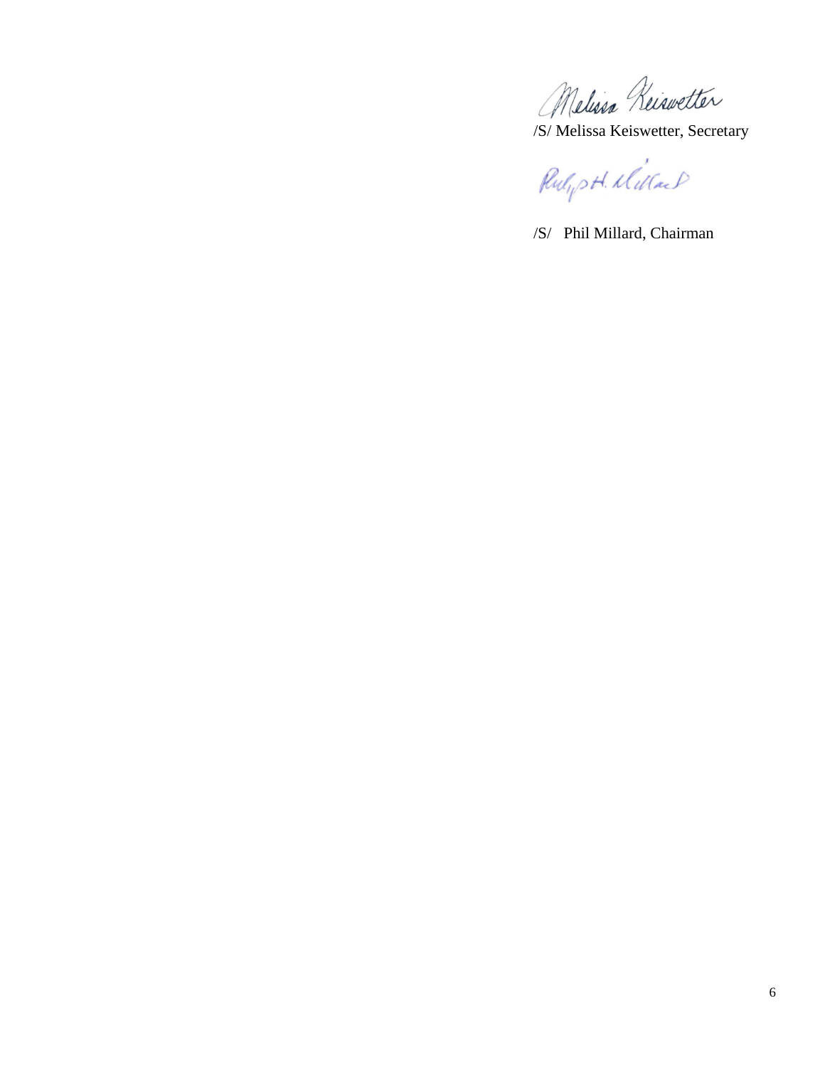/S/ Melissa Keiswetter, Secretary

/S/ Phil Millard, Chairman